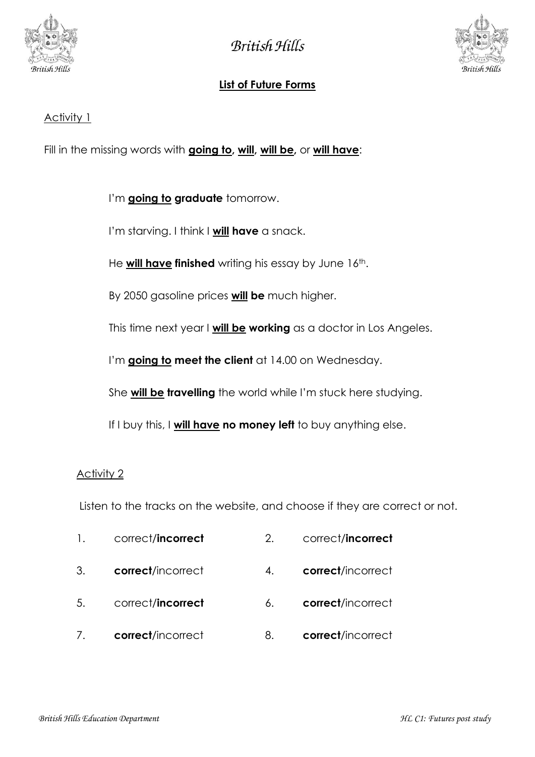# British Hills

## <u>List of Future Forms</u>

<u>Activity 1</u>

Fill in the missing words with **<u>going to</u>, <u>will</u>, <u>will be</u>,** or **<u>will have</u>**:

I'm **<u>going to</u> graduate** tomorrow.

I'm starving. I think I **<u>will</u> have** a snack.

He **<u>will have</u> finished** writing his essay by June 16th.

By 2050 gasoline prices **<u>will</u> be** much higher.

This time next year I **<u>will be</u> working** as a doctor in Los Angeles.

I'm **<u>going to</u> meet the client** at 14.00 on Wednesday.

She **<u>will be</u> travelling** the world while I'm stuck here studying.

If I buy this, I **<u>will have</u> no money left** to buy anything else.

<u>Activity 2</u>

Listen to the tracks on the website, and choose if they are correct or not.

1. correct/**incorrect**
2. correct/**incorrect**
3. **correct**/incorrect
4. **correct**/incorrect
5. correct/**incorrect**
6. **correct**/incorrect
7. **correct**/incorrect
8. **correct**/incorrect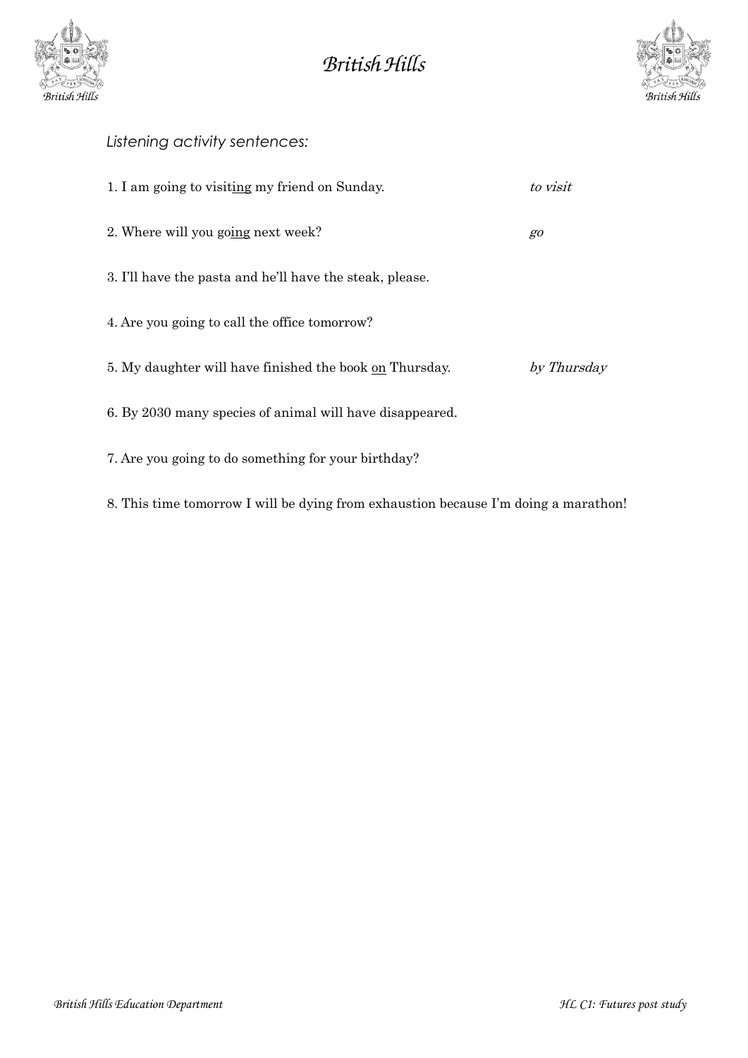*Listening activity sentences:*

1. I am going to visiting my friend on Sunday. *to visit*

2. Where will you going next week? *go*

3. I'll have the pasta and he'll have the steak, please.

4. Are you going to call the office tomorrow?

5. My daughter will have finished the book on Thursday. *by Thursday*

6. By 2030 many species of animal will have disappeared.

7. Are you going to do something for your birthday?

8. This time tomorrow I will be dying from exhaustion because I'm doing a marathon!